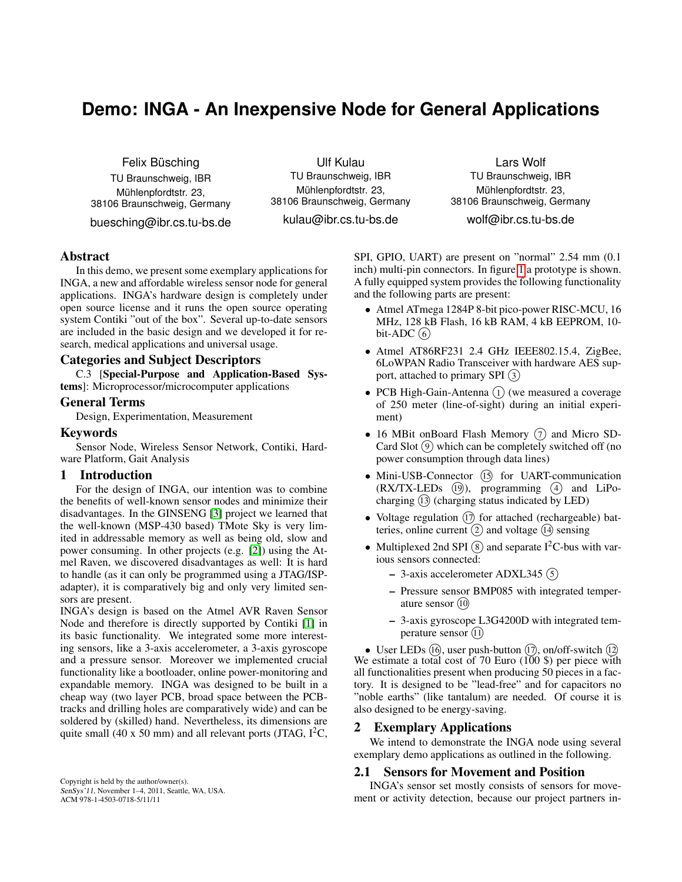# Demo: INGA - An Inexpensive Node for General Applications

Felix Büsching
TU Braunschweig, IBR
Mühlenpfordtstr. 23,
38106 Braunschweig, Germany
buesching@ibr.cs.tu-bs.de

Ulf Kulau
TU Braunschweig, IBR
Mühlenpfordtstr. 23,
38106 Braunschweig, Germany
kulau@ibr.cs.tu-bs.de

Lars Wolf
TU Braunschweig, IBR
Mühlenpfordtstr. 23,
38106 Braunschweig, Germany
wolf@ibr.cs.tu-bs.de

## Abstract

In this demo, we present some exemplary applications for INGA, a new and affordable wireless sensor node for general applications. INGA's hardware design is completely under open source license and it runs the open source operating system Contiki "out of the box". Several up-to-date sensors are included in the basic design and we developed it for research, medical applications and universal usage.

## Categories and Subject Descriptors

C.3 [**Special-Purpose and Application-Based Systems**]: Microprocessor/microcomputer applications

## General Terms

Design, Experimentation, Measurement

## Keywords

Sensor Node, Wireless Sensor Network, Contiki, Hardware Platform, Gait Analysis

## 1 Introduction

For the design of INGA, our intention was to combine the benefits of well-known sensor nodes and minimize their disadvantages. In the GINSENG [3] project we learned that the well-known (MSP-430 based) TMote Sky is very limited in addressable memory as well as being old, slow and power consuming. In other projects (e.g. [2]) using the Atmel Raven, we discovered disadvantages as well: It is hard to handle (as it can only be programmed using a JTAG/ISP-adapter), it is comparatively big and only very limited sensors are present.

INGA's design is based on the Atmel AVR Raven Sensor Node and therefore is directly supported by Contiki [1] in its basic functionality. We integrated some more interesting sensors, like a 3-axis accelerometer, a 3-axis gyroscope and a pressure sensor. Moreover we implemented crucial functionality like a bootloader, online power-monitoring and expandable memory. INGA was designed to be built in a cheap way (two layer PCB, broad space between the PCB-tracks and drilling holes are comparatively wide) and can be soldered by (skilled) hand. Nevertheless, its dimensions are quite small (40 x 50 mm) and all relevant ports (JTAG, $I^2C$, SPI, GPIO, UART) are present on "normal" 2.54 mm (0.1 inch) multi-pin connectors. In figure 1 a prototype is shown. A fully equipped system provides the following functionality and the following parts are present:

- Atmel ATmega 1284P 8-bit pico-power RISC-MCU, 16 MHz, 128 kB Flash, 16 kB RAM, 4 kB EEPROM, 10-bit-ADC (6)
- Atmel AT86RF231 2.4 GHz IEEE802.15.4, ZigBee, 6LoWPAN Radio Transceiver with hardware AES support, attached to primary SPI (3)
- PCB High-Gain-Antenna (1) (we measured a coverage of 250 meter (line-of-sight) during an initial experiment)
- 16 MBit onBoard Flash Memory (7) and Micro SD-Card Slot (9) which can be completely switched off (no power consumption through data lines)
- Mini-USB-Connector (15) for UART-communication (RX/TX-LEDs (19)), programming (4) and LiPo-charging (13) (charging status indicated by LED)
- Voltage regulation (17) for attached (rechargeable) batteries, online current (2) and voltage (14) sensing
- Multiplexed 2nd SPI (8) and separate $I^2C$-bus with various sensors connected:
  - 3-axis accelerometer ADXL345 (5)
  - Pressure sensor BMP085 with integrated temperature sensor (10)
  - 3-axis gyroscope L3G4200D with integrated temperature sensor (11)
- User LEDs (16), user push-button (17), on/off-switch (12)

We estimate a total cost of 70 Euro (100 $) per piece with all functionalities present when producing 50 pieces in a factory. It is designed to be "lead-free" and for capacitors no "noble earths" (like tantalum) are needed. Of course it is also designed to be energy-saving.

## 2 Exemplary Applications

We intend to demonstrate the INGA node using several exemplary demo applications as outlined in the following.

### 2.1 Sensors for Movement and Position

INGA's sensor set mostly consists of sensors for movement or activity detection, because our project partners in-

Copyright is held by the author/owner(s).
*SenSys'11*, November 1–4, 2011, Seattle, WA, USA.
ACM 978-1-4503-0718-5/11/11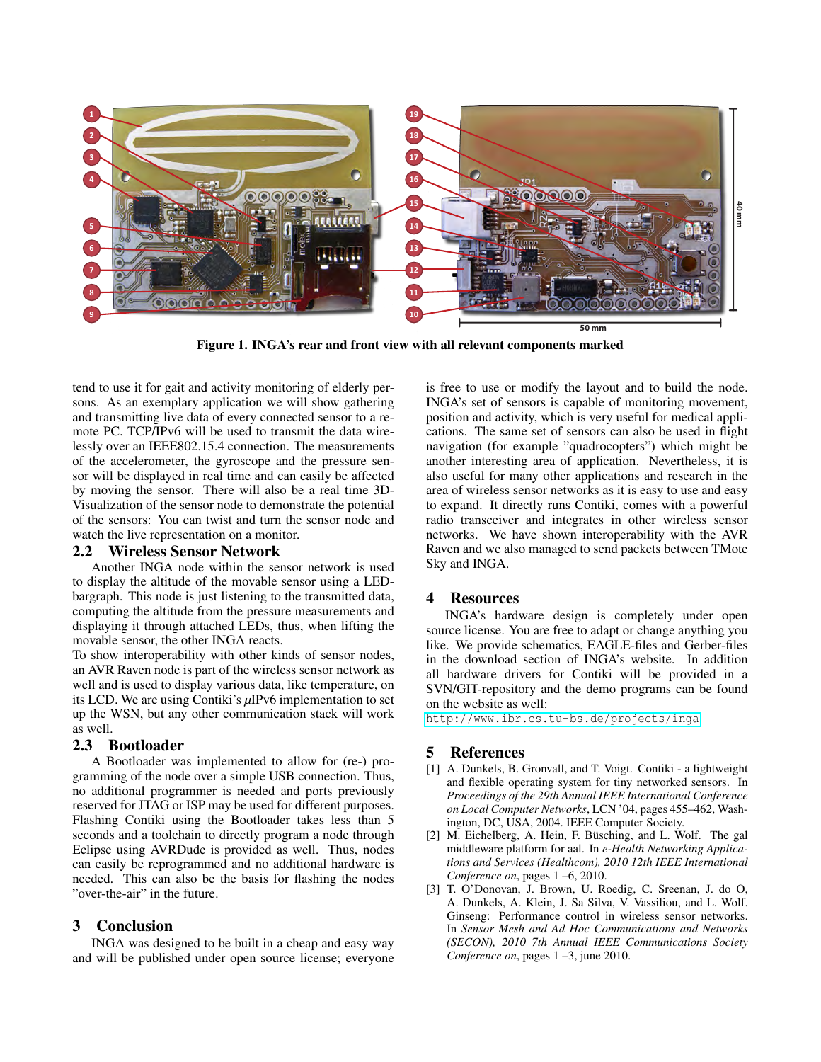Figure 1. INGA's rear and front view with all relevant components marked

tend to use it for gait and activity monitoring of elderly persons. As an exemplary application we will show gathering and transmitting live data of every connected sensor to a remote PC. TCP/IPv6 will be used to transmit the data wirelessly over an IEEE802.15.4 connection. The measurements of the accelerometer, the gyroscope and the pressure sensor will be displayed in real time and can easily be affected by moving the sensor. There will also be a real time 3D-Visualization of the sensor node to demonstrate the potential of the sensors: You can twist and turn the sensor node and watch the live representation on a monitor.

## 2.2 Wireless Sensor Network

Another INGA node within the sensor network is used to display the altitude of the movable sensor using a LED-bargraph. This node is just listening to the transmitted data, computing the altitude from the pressure measurements and displaying it through attached LEDs, thus, when lifting the movable sensor, the other INGA reacts.
To show interoperability with other kinds of sensor nodes, an AVR Raven node is part of the wireless sensor network as well and is used to display various data, like temperature, on its LCD. We are using Contiki's $\mu$IPv6 implementation to set up the WSN, but any other communication stack will work as well.

## 2.3 Bootloader

A Bootloader was implemented to allow for (re-) programming of the node over a simple USB connection. Thus, no additional programmer is needed and ports previously reserved for JTAG or ISP may be used for different purposes. Flashing Contiki using the Bootloader takes less than 5 seconds and a toolchain to directly program a node through Eclipse using AVRDude is provided as well. Thus, nodes can easily be reprogrammed and no additional hardware is needed. This can also be the basis for flashing the nodes "over-the-air" in the future.

# 3 Conclusion

INGA was designed to be built in a cheap and easy way and will be published under open source license; everyone is free to use or modify the layout and to build the node. INGA's set of sensors is capable of monitoring movement, position and activity, which is very useful for medical applications. The same set of sensors can also be used in flight navigation (for example "quadrocopters") which might be another interesting area of application. Nevertheless, it is also useful for many other applications and research in the area of wireless sensor networks as it is easy to use and easy to expand. It directly runs Contiki, comes with a powerful radio transceiver and integrates in other wireless sensor networks. We have shown interoperability with the AVR Raven and we also managed to send packets between TMote Sky and INGA.

# 4 Resources

INGA's hardware design is completely under open source license. You are free to adapt or change anything you like. We provide schematics, EAGLE-files and Gerber-files in the download section of INGA's website. In addition all hardware drivers for Contiki will be provided in a SVN/GIT-repository and the demo programs can be found on the website as well:
http://www.ibr.cs.tu-bs.de/projects/inga

# 5 References

[1] A. Dunkels, B. Gronvall, and T. Voigt. Contiki - a lightweight and flexible operating system for tiny networked sensors. In *Proceedings of the 29th Annual IEEE International Conference on Local Computer Networks*, LCN '04, pages 455–462, Washington, DC, USA, 2004. IEEE Computer Society.

[2] M. Eichelberg, A. Hein, F. Büsching, and L. Wolf. The gal middleware platform for aal. In *e-Health Networking Applications and Services (Healthcom), 2010 12th IEEE International Conference on*, pages 1 –6, 2010.

[3] T. O'Donovan, J. Brown, U. Roedig, C. Sreenan, J. do O, A. Dunkels, A. Klein, J. Sa Silva, V. Vassiliou, and L. Wolf. Ginseng: Performance control in wireless sensor networks. In *Sensor Mesh and Ad Hoc Communications and Networks (SECON), 2010 7th Annual IEEE Communications Society Conference on*, pages 1 –3, june 2010.